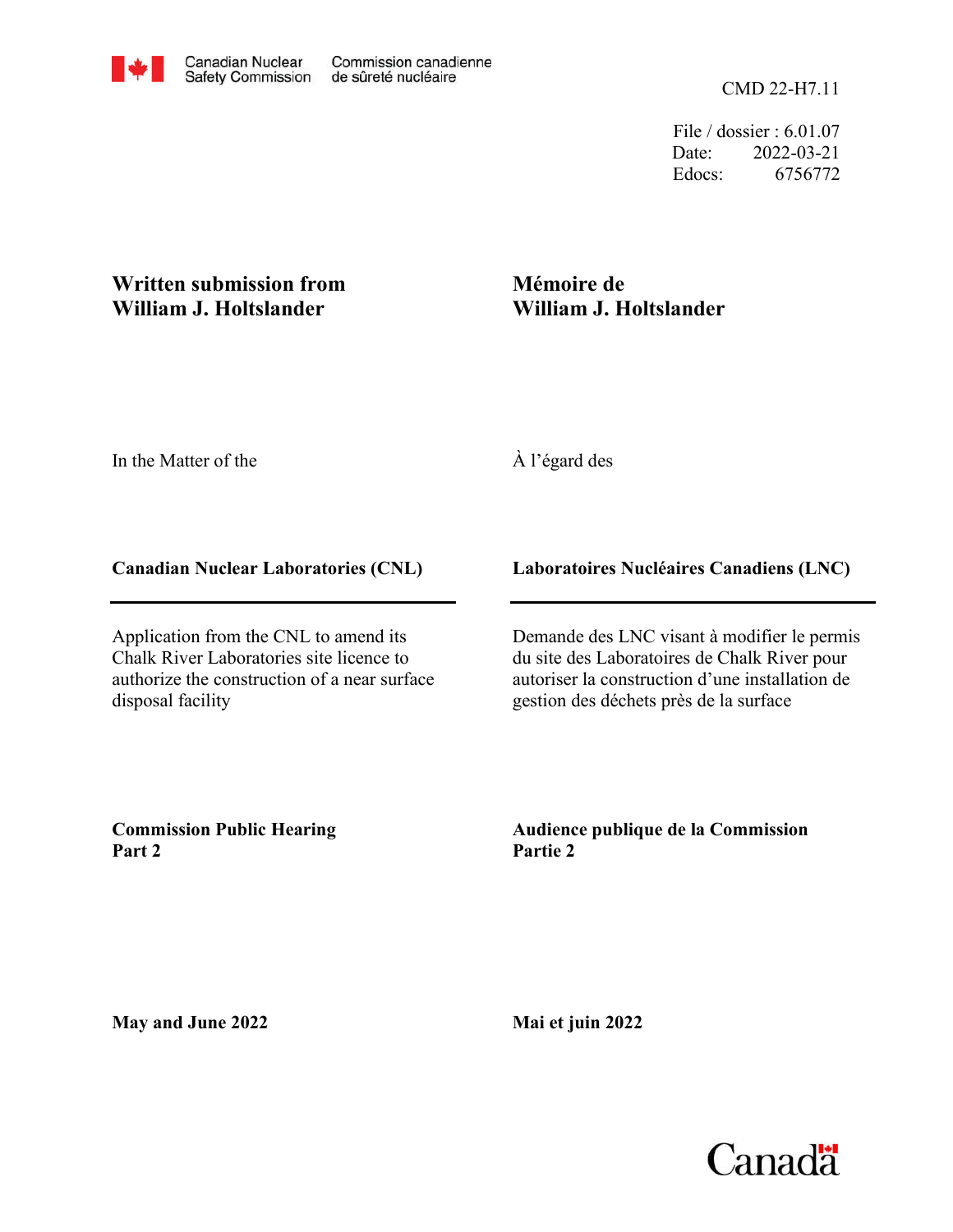Canadian Nuclear Safety Commission | Commission canadienne de sûreté nucléaire

CMD 22-H7.11

File / dossier : 6.01.07
Date: 2022-03-21
Edocs: 6756772

## Written submission from William J. Holtslander

## Mémoire de William J. Holtslander

In the Matter of the

À l'égard des

**Canadian Nuclear Laboratories (CNL)**

**Laboratoires Nucléaires Canadiens (LNC)**

Application from the CNL to amend its Chalk River Laboratories site licence to authorize the construction of a near surface disposal facility

Demande des LNC visant à modifier le permis du site des Laboratoires de Chalk River pour autoriser la construction d'une installation de gestion des déchets près de la surface

**Commission Public Hearing Part 2**

**Audience publique de la Commission Partie 2**

**May and June 2022**

**Mai et juin 2022**

Canada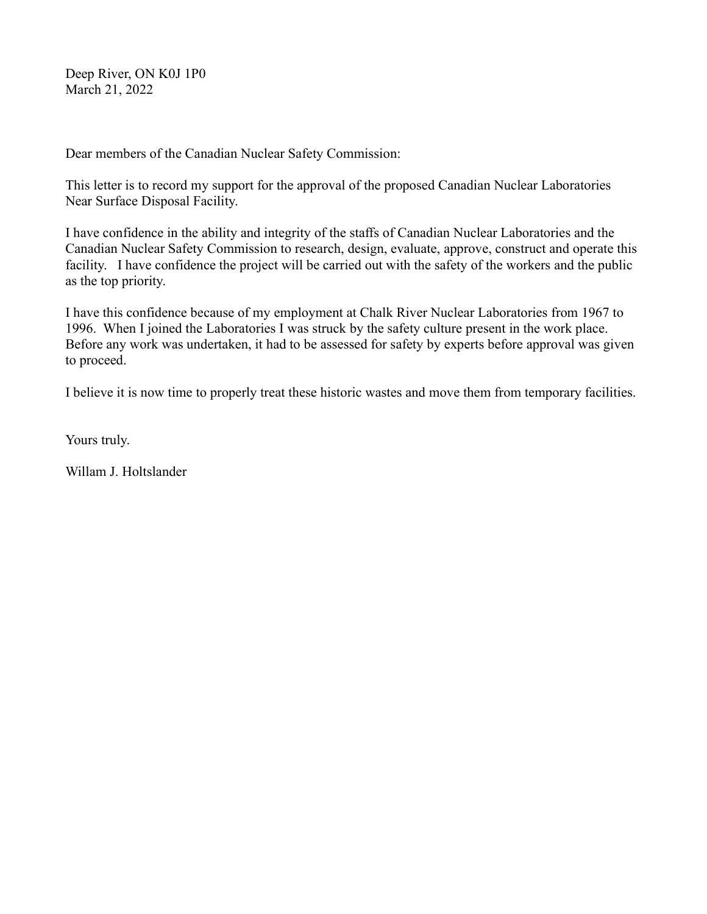Deep River, ON K0J 1P0
March 21, 2022

Dear members of the Canadian Nuclear Safety Commission:

This letter is to record my support for the approval of the proposed Canadian Nuclear Laboratories Near Surface Disposal Facility.

I have confidence in the ability and integrity of the staffs of Canadian Nuclear Laboratories and the Canadian Nuclear Safety Commission to research, design, evaluate, approve, construct and operate this facility. I have confidence the project will be carried out with the safety of the workers and the public as the top priority.

I have this confidence because of my employment at Chalk River Nuclear Laboratories from 1967 to 1996. When I joined the Laboratories I was struck by the safety culture present in the work place. Before any work was undertaken, it had to be assessed for safety by experts before approval was given to proceed.

I believe it is now time to properly treat these historic wastes and move them from temporary facilities.

Yours truly.

Willam J. Holtslander